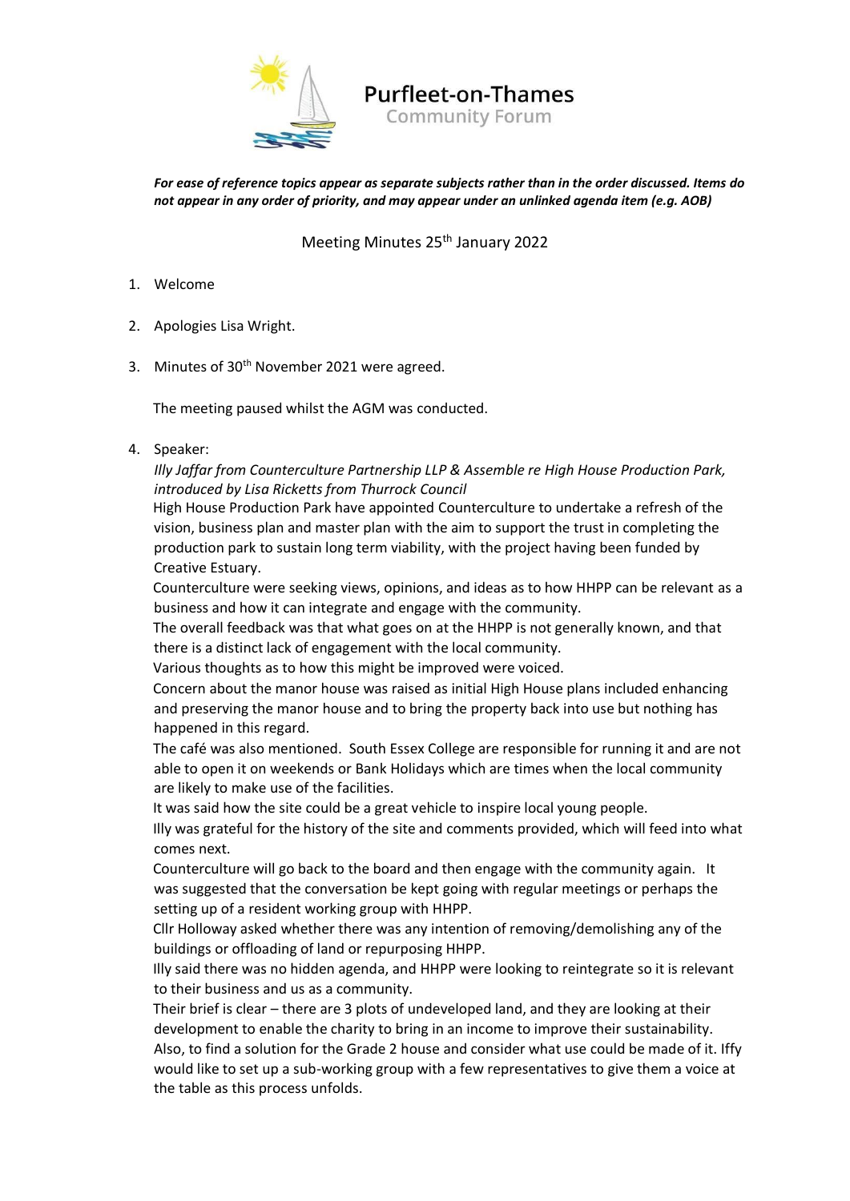# Purfleet-on-Thames
Community Forum

***For ease of reference topics appear as separate subjects rather than in the order discussed. Items do not appear in any order of priority, and may appear under an unlinked agenda item (e.g. AOB)***

Meeting Minutes 25th January 2022

1. Welcome

2. Apologies Lisa Wright.

3. Minutes of 30th November 2021 were agreed.

   The meeting paused whilst the AGM was conducted.

4. Speaker:
   *Illy Jaffar from Counterculture Partnership LLP & Assemble re High House Production Park, introduced by Lisa Ricketts from Thurrock Council*
   High House Production Park have appointed Counterculture to undertake a refresh of the vision, business plan and master plan with the aim to support the trust in completing the production park to sustain long term viability, with the project having been funded by Creative Estuary.
   Counterculture were seeking views, opinions, and ideas as to how HHPP can be relevant as a business and how it can integrate and engage with the community.
   The overall feedback was that what goes on at the HHPP is not generally known, and that there is a distinct lack of engagement with the local community.
   Various thoughts as to how this might be improved were voiced.
   Concern about the manor house was raised as initial High House plans included enhancing and preserving the manor house and to bring the property back into use but nothing has happened in this regard.
   The café was also mentioned. South Essex College are responsible for running it and are not able to open it on weekends or Bank Holidays which are times when the local community are likely to make use of the facilities.
   It was said how the site could be a great vehicle to inspire local young people.
   Illy was grateful for the history of the site and comments provided, which will feed into what comes next.
   Counterculture will go back to the board and then engage with the community again. It was suggested that the conversation be kept going with regular meetings or perhaps the setting up of a resident working group with HHPP.
   Cllr Holloway asked whether there was any intention of removing/demolishing any of the buildings or offloading of land or repurposing HHPP.
   Illy said there was no hidden agenda, and HHPP were looking to reintegrate so it is relevant to their business and us as a community.
   Their brief is clear – there are 3 plots of undeveloped land, and they are looking at their development to enable the charity to bring in an income to improve their sustainability.
   Also, to find a solution for the Grade 2 house and consider what use could be made of it. Iffy would like to set up a sub-working group with a few representatives to give them a voice at the table as this process unfolds.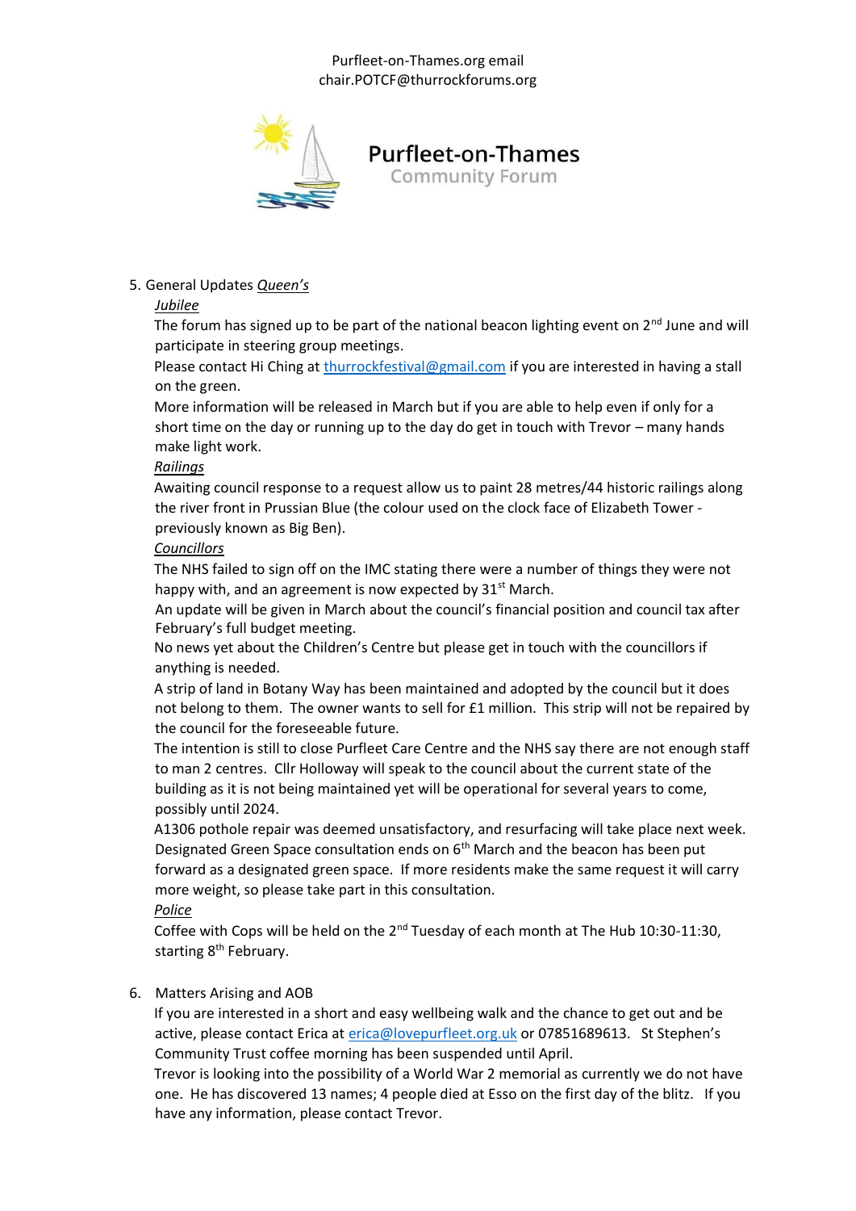Purfleet-on-Thames.org email
chair.POTCF@thurrockforums.org

**Purfleet-on-Thames**
Community Forum

5. General Updates *Queen's Jubilee*

   The forum has signed up to be part of the national beacon lighting event on 2nd June and will participate in steering group meetings.
   Please contact Hi Ching at thurrockfestival@gmail.com if you are interested in having a stall on the green.
   More information will be released in March but if you are able to help even if only for a short time on the day or running up to the day do get in touch with Trevor – many hands make light work.

   *Railings*

   Awaiting council response to a request allow us to paint 28 metres/44 historic railings along the river front in Prussian Blue (the colour used on the clock face of Elizabeth Tower - previously known as Big Ben).

   *Councillors*

   The NHS failed to sign off on the IMC stating there were a number of things they were not happy with, and an agreement is now expected by 31st March.
   An update will be given in March about the council's financial position and council tax after February's full budget meeting.
   No news yet about the Children's Centre but please get in touch with the councillors if anything is needed.
   A strip of land in Botany Way has been maintained and adopted by the council but it does not belong to them. The owner wants to sell for £1 million. This strip will not be repaired by the council for the foreseeable future.
   The intention is still to close Purfleet Care Centre and the NHS say there are not enough staff to man 2 centres. Cllr Holloway will speak to the council about the current state of the building as it is not being maintained yet will be operational for several years to come, possibly until 2024.
   A1306 pothole repair was deemed unsatisfactory, and resurfacing will take place next week.
   Designated Green Space consultation ends on 6th March and the beacon has been put forward as a designated green space. If more residents make the same request it will carry more weight, so please take part in this consultation.

   *Police*

   Coffee with Cops will be held on the 2nd Tuesday of each month at The Hub 10:30-11:30, starting 8th February.

6. Matters Arising and AOB

   If you are interested in a short and easy wellbeing walk and the chance to get out and be active, please contact Erica at erica@lovepurfleet.org.uk or 07851689613. St Stephen's Community Trust coffee morning has been suspended until April.
   Trevor is looking into the possibility of a World War 2 memorial as currently we do not have one. He has discovered 13 names; 4 people died at Esso on the first day of the blitz. If you have any information, please contact Trevor.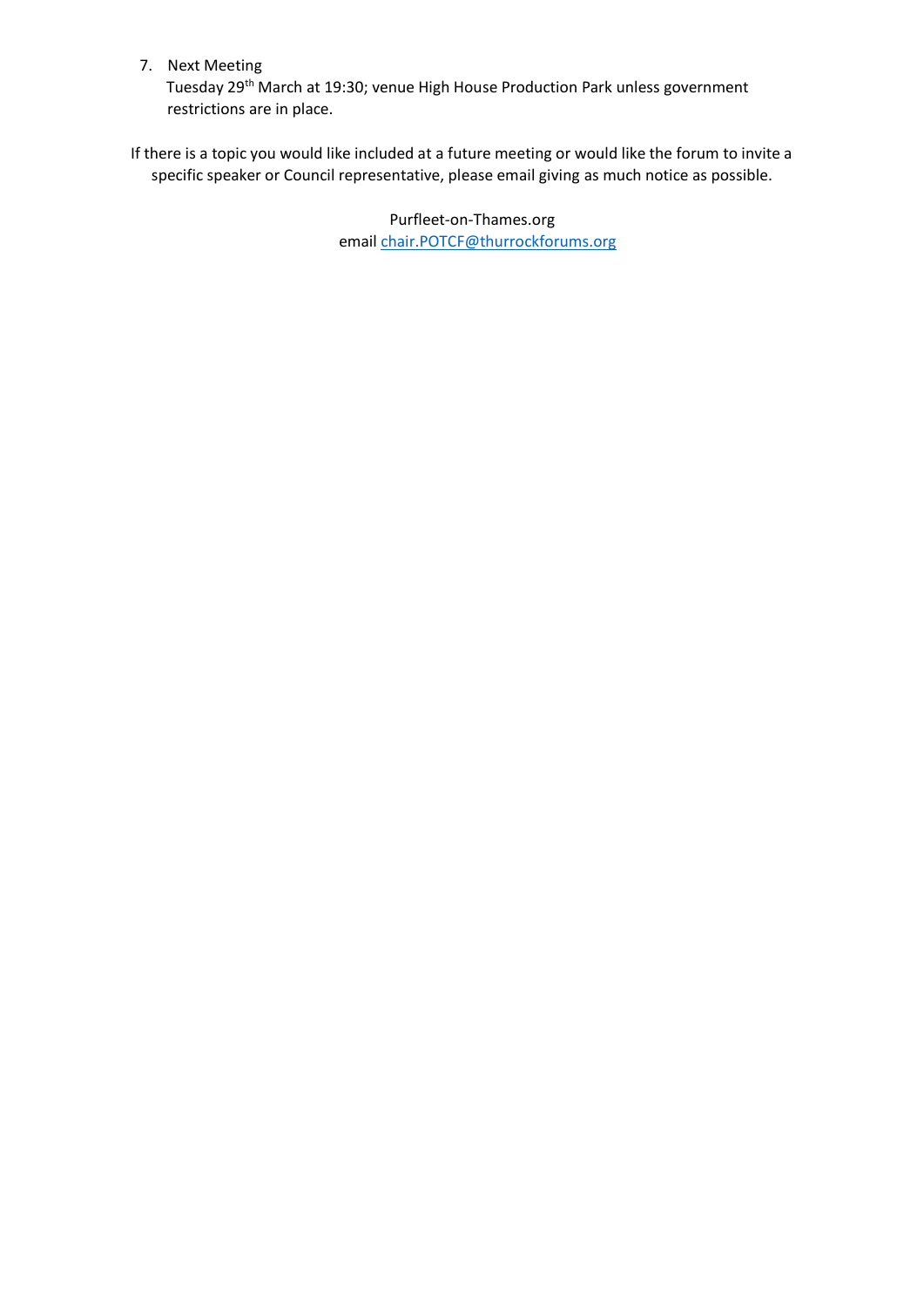7. Next Meeting
   Tuesday 29th March at 19:30; venue High House Production Park unless government restrictions are in place.

If there is a topic you would like included at a future meeting or would like the forum to invite a specific speaker or Council representative, please email giving as much notice as possible.

Purfleet-on-Thames.org
email chair.POTCF@thurrockforums.org